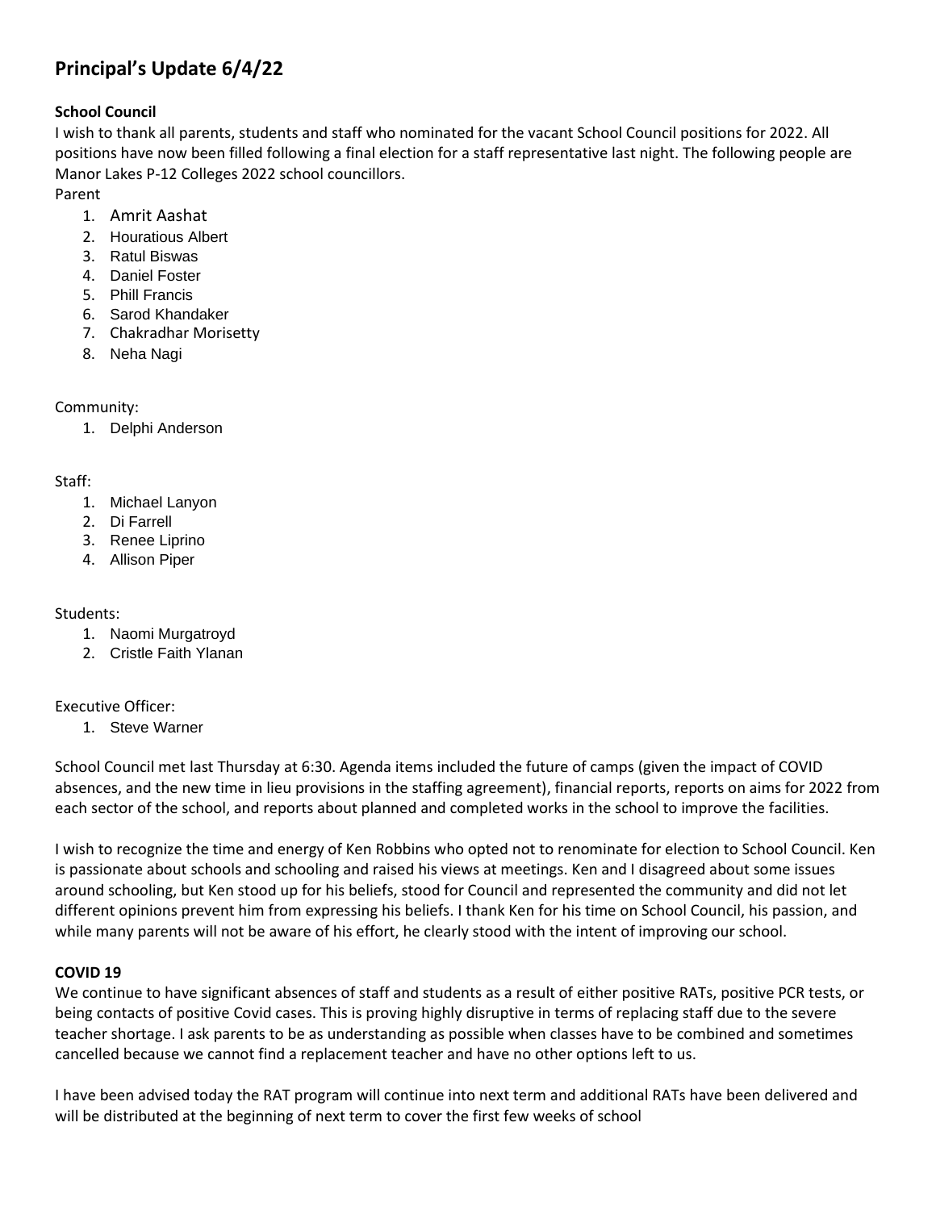# Principal's Update 6/4/22

**School Council**

I wish to thank all parents, students and staff who nominated for the vacant School Council positions for 2022. All positions have now been filled following a final election for a staff representative last night. The following people are Manor Lakes P-12 Colleges 2022 school councillors.

Parent

1. Amrit Aashat
2. Houratious Albert
3. Ratul Biswas
4. Daniel Foster
5. Phill Francis
6. Sarod Khandaker
7. Chakradhar Morisetty
8. Neha Nagi

Community:

1. Delphi Anderson

Staff:

1. Michael Lanyon
2. Di Farrell
3. Renee Liprino
4. Allison Piper

Students:

1. Naomi Murgatroyd
2. Cristle Faith Ylanan

Executive Officer:

1. Steve Warner

School Council met last Thursday at 6:30. Agenda items included the future of camps (given the impact of COVID absences, and the new time in lieu provisions in the staffing agreement), financial reports, reports on aims for 2022 from each sector of the school, and reports about planned and completed works in the school to improve the facilities.

I wish to recognize the time and energy of Ken Robbins who opted not to renominate for election to School Council. Ken is passionate about schools and schooling and raised his views at meetings. Ken and I disagreed about some issues around schooling, but Ken stood up for his beliefs, stood for Council and represented the community and did not let different opinions prevent him from expressing his beliefs. I thank Ken for his time on School Council, his passion, and while many parents will not be aware of his effort, he clearly stood with the intent of improving our school.

**COVID 19**

We continue to have significant absences of staff and students as a result of either positive RATs, positive PCR tests, or being contacts of positive Covid cases. This is proving highly disruptive in terms of replacing staff due to the severe teacher shortage. I ask parents to be as understanding as possible when classes have to be combined and sometimes cancelled because we cannot find a replacement teacher and have no other options left to us.

I have been advised today the RAT program will continue into next term and additional RATs have been delivered and will be distributed at the beginning of next term to cover the first few weeks of school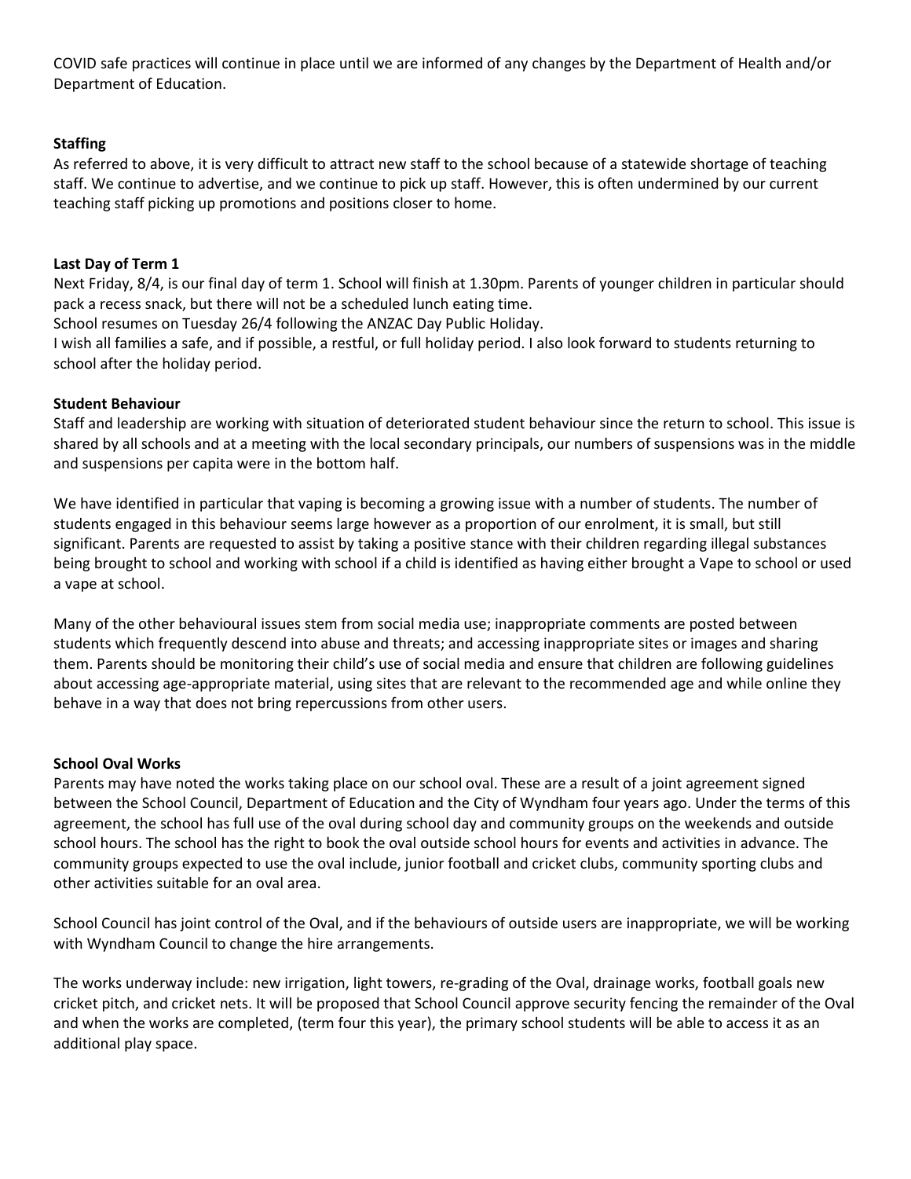COVID safe practices will continue in place until we are informed of any changes by the Department of Health and/or Department of Education.

**Staffing**

As referred to above, it is very difficult to attract new staff to the school because of a statewide shortage of teaching staff. We continue to advertise, and we continue to pick up staff. However, this is often undermined by our current teaching staff picking up promotions and positions closer to home.

**Last Day of Term 1**

Next Friday, 8/4, is our final day of term 1. School will finish at 1.30pm. Parents of younger children in particular should pack a recess snack, but there will not be a scheduled lunch eating time.

School resumes on Tuesday 26/4 following the ANZAC Day Public Holiday.

I wish all families a safe, and if possible, a restful, or full holiday period. I also look forward to students returning to school after the holiday period.

**Student Behaviour**

Staff and leadership are working with situation of deteriorated student behaviour since the return to school. This issue is shared by all schools and at a meeting with the local secondary principals, our numbers of suspensions was in the middle and suspensions per capita were in the bottom half.

We have identified in particular that vaping is becoming a growing issue with a number of students. The number of students engaged in this behaviour seems large however as a proportion of our enrolment, it is small, but still significant. Parents are requested to assist by taking a positive stance with their children regarding illegal substances being brought to school and working with school if a child is identified as having either brought a Vape to school or used a vape at school.

Many of the other behavioural issues stem from social media use; inappropriate comments are posted between students which frequently descend into abuse and threats; and accessing inappropriate sites or images and sharing them. Parents should be monitoring their child's use of social media and ensure that children are following guidelines about accessing age-appropriate material, using sites that are relevant to the recommended age and while online they behave in a way that does not bring repercussions from other users.

**School Oval Works**

Parents may have noted the works taking place on our school oval. These are a result of a joint agreement signed between the School Council, Department of Education and the City of Wyndham four years ago. Under the terms of this agreement, the school has full use of the oval during school day and community groups on the weekends and outside school hours. The school has the right to book the oval outside school hours for events and activities in advance. The community groups expected to use the oval include, junior football and cricket clubs, community sporting clubs and other activities suitable for an oval area.

School Council has joint control of the Oval, and if the behaviours of outside users are inappropriate, we will be working with Wyndham Council to change the hire arrangements.

The works underway include: new irrigation, light towers, re-grading of the Oval, drainage works, football goals new cricket pitch, and cricket nets. It will be proposed that School Council approve security fencing the remainder of the Oval and when the works are completed, (term four this year), the primary school students will be able to access it as an additional play space.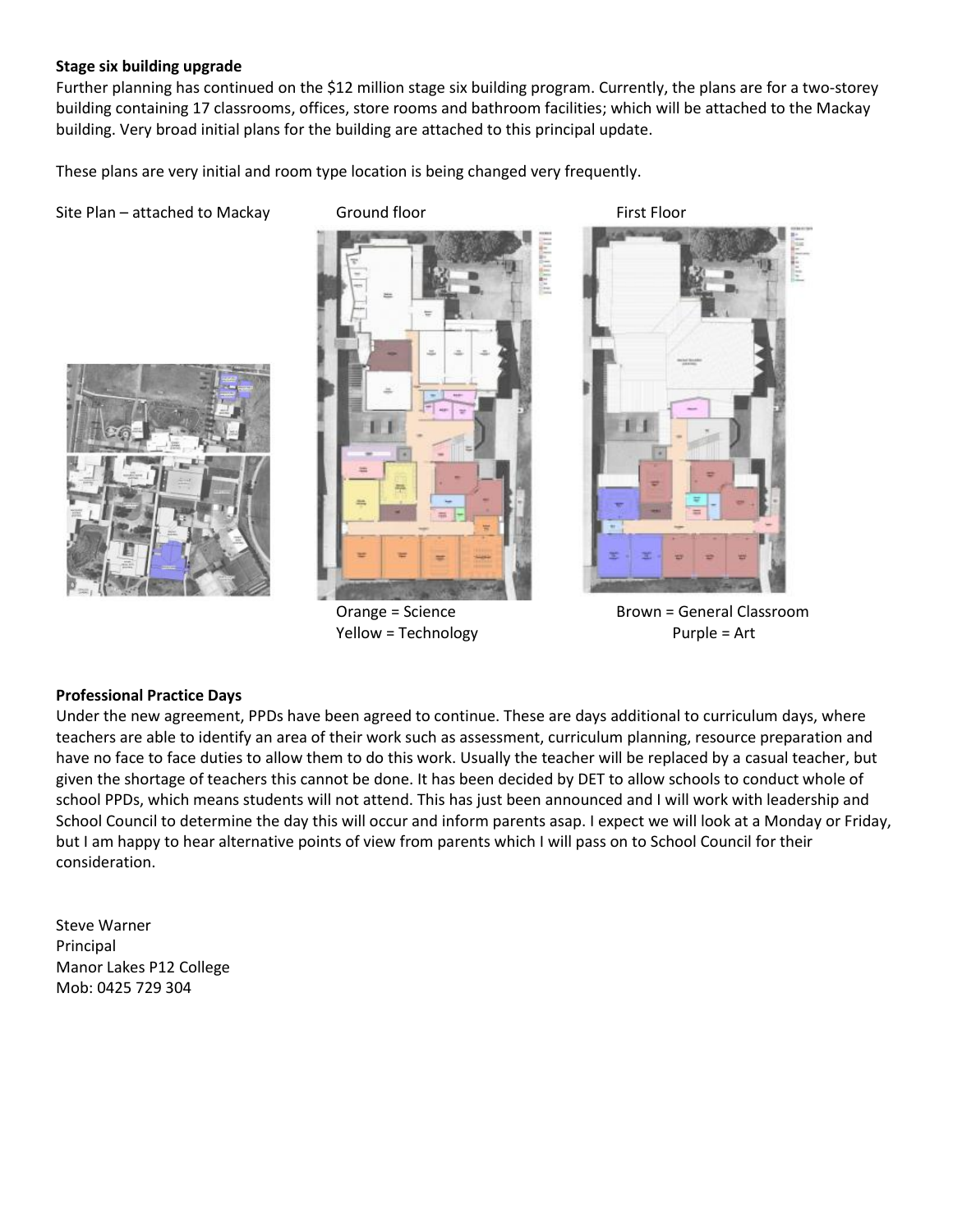**Stage six building upgrade**

Further planning has continued on the $12 million stage six building program. Currently, the plans are for a two-storey building containing 17 classrooms, offices, store rooms and bathroom facilities; which will be attached to the Mackay building. Very broad initial plans for the building are attached to this principal update.

These plans are very initial and room type location is being changed very frequently.

Site Plan – attached to Mackay

Ground floor

First Floor

Orange = Science

Yellow = Technology

Brown = General Classroom

Purple = Art

**Professional Practice Days**

Under the new agreement, PPDs have been agreed to continue. These are days additional to curriculum days, where teachers are able to identify an area of their work such as assessment, curriculum planning, resource preparation and have no face to face duties to allow them to do this work. Usually the teacher will be replaced by a casual teacher, but given the shortage of teachers this cannot be done. It has been decided by DET to allow schools to conduct whole of school PPDs, which means students will not attend. This has just been announced and I will work with leadership and School Council to determine the day this will occur and inform parents asap. I expect we will look at a Monday or Friday, but I am happy to hear alternative points of view from parents which I will pass on to School Council for their consideration.

Steve Warner
Principal
Manor Lakes P12 College
Mob: 0425 729 304